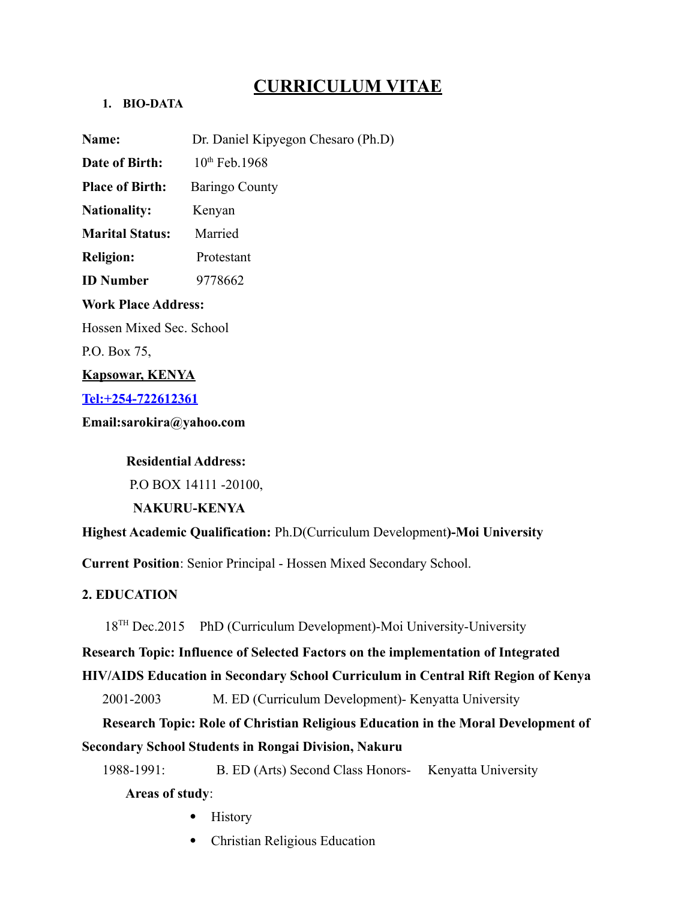# CURRICULUM VITAE

## 1. BIO-DATA

**Name:** Dr. Daniel Kipyegon Chesaro (Ph.D)

**Date of Birth:** 10th Feb.1968

**Place of Birth:** Baringo County

**Nationality:** Kenyan

**Marital Status:** Married

**Religion:** Protestant

**ID Number** 9778662

**Work Place Address:**

Hossen Mixed Sec. School

P.O. Box 75,

**Kapsowar, KENYA**

**Tel:+254-722612361**

**Email:sarokira@yahoo.com**

**Residential Address:**

P.O BOX 14111 -20100,

**NAKURU-KENYA**

**Highest Academic Qualification:** Ph.D(Curriculum Development)**-Moi University**

**Current Position**: Senior Principal - Hossen Mixed Secondary School.

## 2. EDUCATION

18TH Dec.2015 PhD (Curriculum Development)-Moi University-University

**Research Topic: Influence of Selected Factors on the implementation of Integrated HIV/AIDS Education in Secondary School Curriculum in Central Rift Region of Kenya**

2001-2003 M. ED (Curriculum Development)- Kenyatta University

**Research Topic: Role of Christian Religious Education in the Moral Development of Secondary School Students in Rongai Division, Nakuru**

1988-1991: B. ED (Arts) Second Class Honors- Kenyatta University

**Areas of study**:

- History
- Christian Religious Education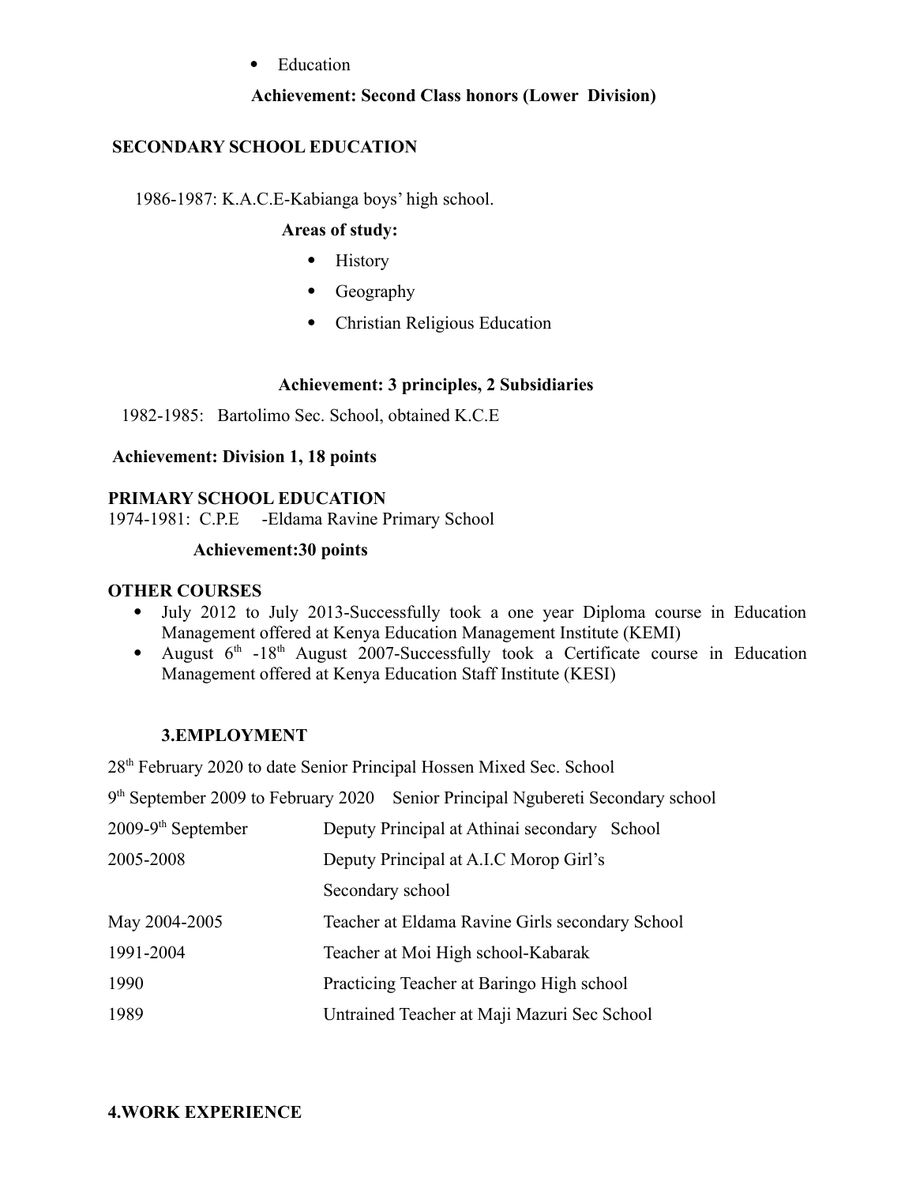- Education

**Achievement: Second Class honors (Lower Division)**

## SECONDARY SCHOOL EDUCATION

1986-1987: K.A.C.E-Kabianga boys' high school.

**Areas of study:**

- History
- Geography
- Christian Religious Education

**Achievement: 3 principles, 2 Subsidiaries**

1982-1985: Bartolimo Sec. School, obtained K.C.E

**Achievement: Division 1, 18 points**

## PRIMARY SCHOOL EDUCATION

1974-1981: C.P.E -Eldama Ravine Primary School

**Achievement:30 points**

## OTHER COURSES

- July 2012 to July 2013-Successfully took a one year Diploma course in Education Management offered at Kenya Education Management Institute (KEMI)
- August 6th -18th August 2007-Successfully took a Certificate course in Education Management offered at Kenya Education Staff Institute (KESI)

## 3.EMPLOYMENT

28th February 2020 to date Senior Principal Hossen Mixed Sec. School

9th September 2009 to February 2020 Senior Principal Ngubereti Secondary school

| | |
|---|---|
| 2009-9th September | Deputy Principal at Athinai secondary School |
| 2005-2008 | Deputy Principal at A.I.C Morop Girl's Secondary school |
| May 2004-2005 | Teacher at Eldama Ravine Girls secondary School |
| 1991-2004 | Teacher at Moi High school-Kabarak |
| 1990 | Practicing Teacher at Baringo High school |
| 1989 | Untrained Teacher at Maji Mazuri Sec School |

## 4.WORK EXPERIENCE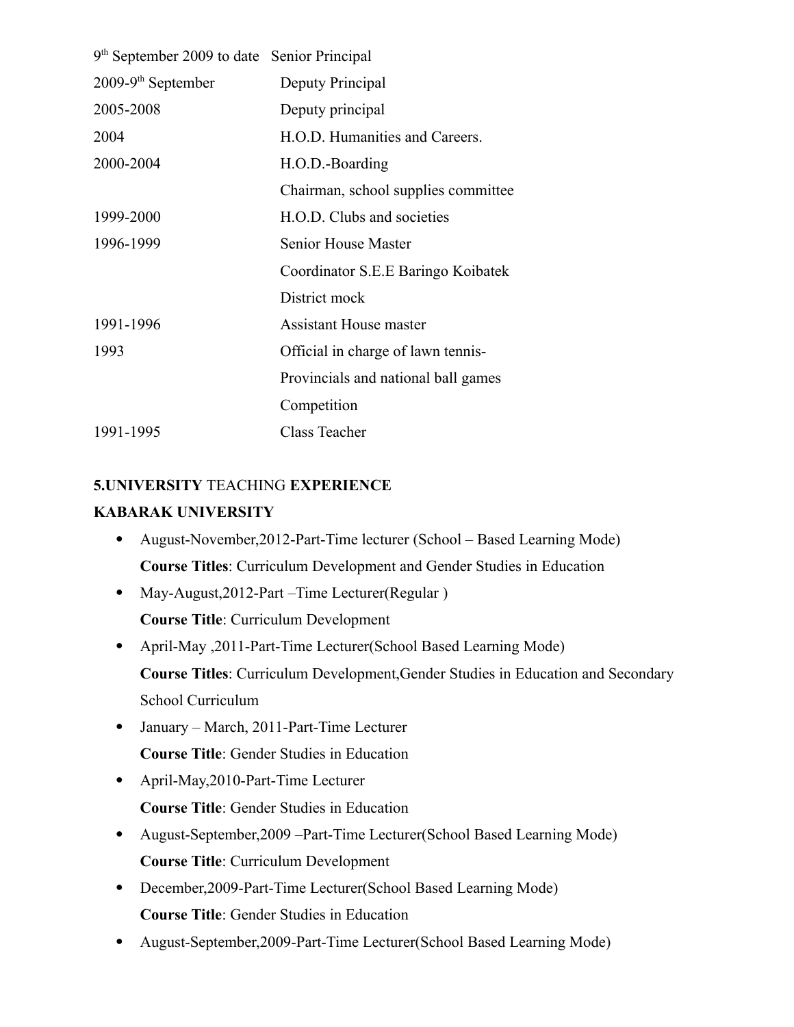| | |
|---|---|
| 9th September 2009 to date | Senior Principal |
| 2009-9th September | Deputy Principal |
| 2005-2008 | Deputy principal |
| 2004 | H.O.D. Humanities and Careers. |
| 2000-2004 | H.O.D.-Boarding |
| | Chairman, school supplies committee |
| 1999-2000 | H.O.D. Clubs and societies |
| 1996-1999 | Senior House Master |
| | Coordinator S.E.E Baringo Koibatek District mock |
| 1991-1996 | Assistant House master |
| 1993 | Official in charge of lawn tennis- Provincials and national ball games Competition |
| 1991-1995 | Class Teacher |

**5.UNIVERSITY** TEACHING **EXPERIENCE**

**KABARAK UNIVERSITY**

- August-November,2012-Part-Time lecturer (School – Based Learning Mode)
  **Course Titles**: Curriculum Development and Gender Studies in Education
- May-August,2012-Part –Time Lecturer(Regular )
  **Course Title**: Curriculum Development
- April-May ,2011-Part-Time Lecturer(School Based Learning Mode)
  **Course Titles**: Curriculum Development,Gender Studies in Education and Secondary School Curriculum
- January – March, 2011-Part-Time Lecturer
  **Course Title**: Gender Studies in Education
- April-May,2010-Part-Time Lecturer
  **Course Title**: Gender Studies in Education
- August-September,2009 –Part-Time Lecturer(School Based Learning Mode)
  **Course Title**: Curriculum Development
- December,2009-Part-Time Lecturer(School Based Learning Mode)
  **Course Title**: Gender Studies in Education
- August-September,2009-Part-Time Lecturer(School Based Learning Mode)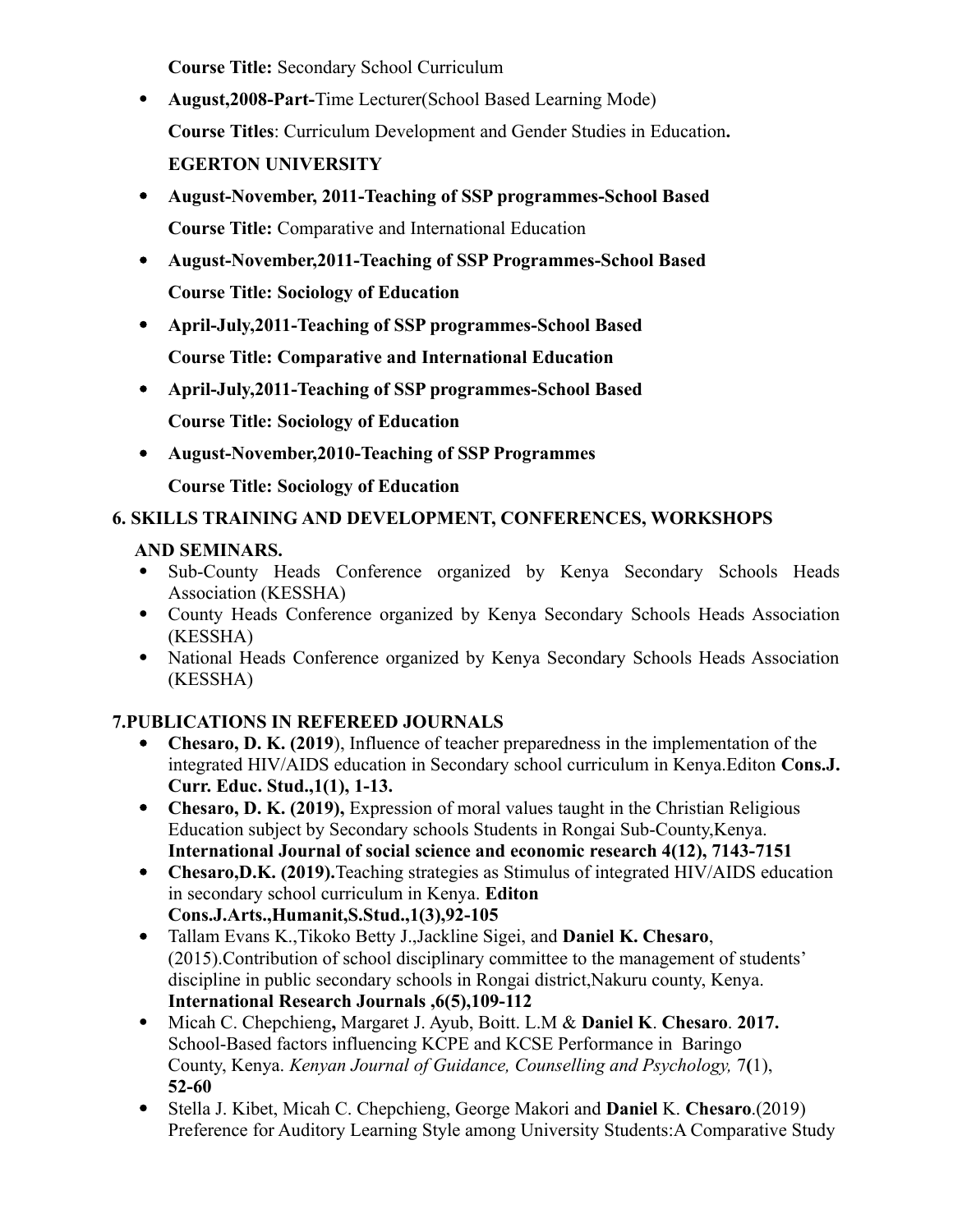**Course Title:** Secondary School Curriculum

- **August,2008-Part-**Time Lecturer(School Based Learning Mode)

  **Course Titles**: Curriculum Development and Gender Studies in Education**.**

  **EGERTON UNIVERSITY**

- **August-November, 2011-Teaching of SSP programmes-School Based**

  **Course Title:** Comparative and International Education

- **August-November,2011-Teaching of SSP Programmes-School Based**

  **Course Title: Sociology of Education**

- **April-July,2011-Teaching of SSP programmes-School Based**

  **Course Title: Comparative and International Education**

- **April-July,2011-Teaching of SSP programmes-School Based**

  **Course Title: Sociology of Education**

- **August-November,2010-Teaching of SSP Programmes**

  **Course Title: Sociology of Education**

## 6. SKILLS TRAINING AND DEVELOPMENT, CONFERENCES, WORKSHOPS AND SEMINARS.

- Sub-County Heads Conference organized by Kenya Secondary Schools Heads Association (KESSHA)
- County Heads Conference organized by Kenya Secondary Schools Heads Association (KESSHA)
- National Heads Conference organized by Kenya Secondary Schools Heads Association (KESSHA)

## 7.PUBLICATIONS IN REFEREED JOURNALS

- **Chesaro, D. K. (2019**), Influence of teacher preparedness in the implementation of the integrated HIV/AIDS education in Secondary school curriculum in Kenya.Editon **Cons.J. Curr. Educ. Stud.,1(1), 1-13.**
- **Chesaro, D. K. (2019),** Expression of moral values taught in the Christian Religious Education subject by Secondary schools Students in Rongai Sub-County,Kenya. **International Journal of social science and economic research 4(12), 7143-7151**
- **Chesaro,D.K. (2019).**Teaching strategies as Stimulus of integrated HIV/AIDS education in secondary school curriculum in Kenya. **Editon Cons.J.Arts.,Humanit,S.Stud.,1(3),92-105**
- Tallam Evans K.,Tikoko Betty J.,Jackline Sigei, and **Daniel K. Chesaro**, (2015).Contribution of school disciplinary committee to the management of students' discipline in public secondary schools in Rongai district,Nakuru county, Kenya. **International Research Journals ,6(5),109-112**
- Micah C. Chepchieng**,** Margaret J. Ayub, Boitt. L.M & **Daniel K**. **Chesaro**. **2017.** School-Based factors influencing KCPE and KCSE Performance in Baringo County, Kenya. *Kenyan Journal of Guidance, Counselling and Psychology,* 7**(**1), **52-60**
- Stella J. Kibet, Micah C. Chepchieng, George Makori and **Daniel** K. **Chesaro**.(2019) Preference for Auditory Learning Style among University Students:A Comparative Study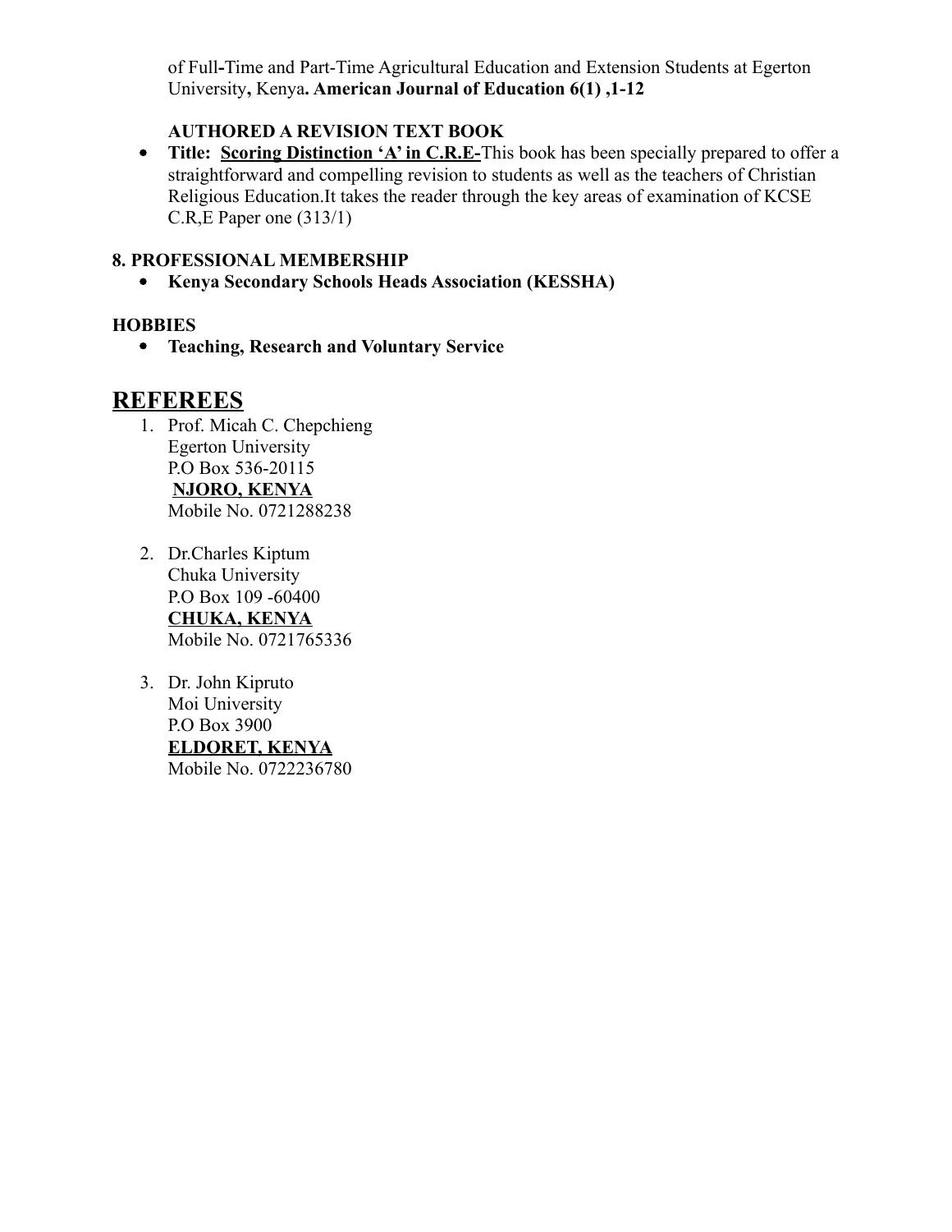of Full-Time and Part-Time Agricultural Education and Extension Students at Egerton University**,** Kenya**. American Journal of Education 6(1) ,1-12**

**AUTHORED A REVISION TEXT BOOK**

- **Title: <u>Scoring Distinction 'A' in C.R.E-</u>**This book has been specially prepared to offer a straightforward and compelling revision to students as well as the teachers of Christian Religious Education.It takes the reader through the key areas of examination of KCSE C.R,E Paper one (313/1)

**8. PROFESSIONAL MEMBERSHIP**

- **Kenya Secondary Schools Heads Association (KESSHA)**

**HOBBIES**

- **Teaching, Research and Voluntary Service**

## <u>REFEREES</u>

1. Prof. Micah C. Chepchieng  
   Egerton University  
   P.O Box 536-20115  
   **<u>NJORO, KENYA</u>**  
   Mobile No. 0721288238

2. Dr.Charles Kiptum  
   Chuka University  
   P.O Box 109 -60400  
   **<u>CHUKA, KENYA</u>**  
   Mobile No. 0721765336

3. Dr. John Kipruto  
   Moi University  
   P.O Box 3900  
   **<u>ELDORET, KENYA</u>**  
   Mobile No. 0722236780